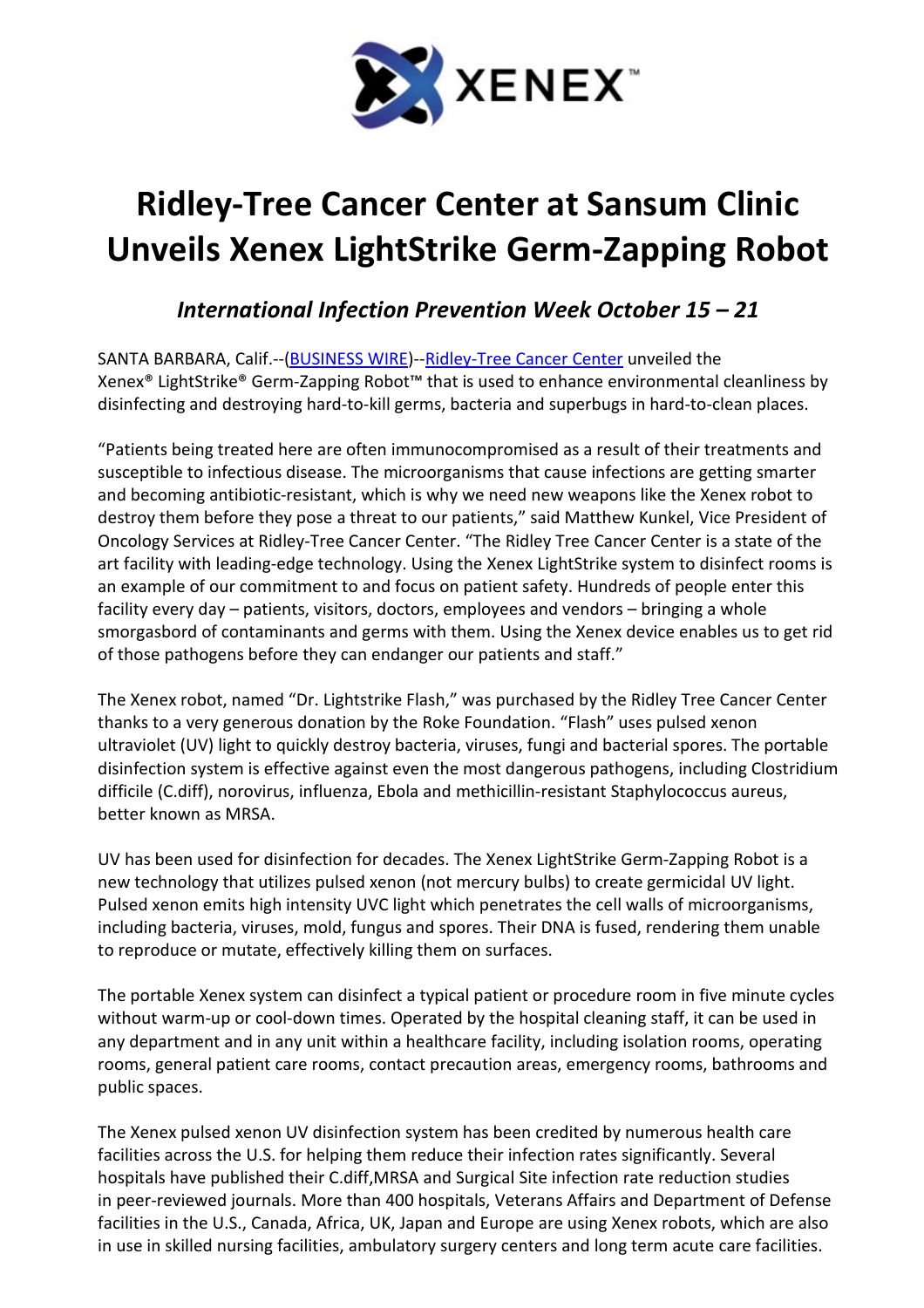XENEX™

# Ridley-Tree Cancer Center at Sansum Clinic Unveils Xenex LightStrike Germ-Zapping Robot

## *International Infection Prevention Week October 15 – 21*

SANTA BARBARA, Calif.--(BUSINESS WIRE)--Ridley-Tree Cancer Center unveiled the Xenex® LightStrike® Germ-Zapping Robot™ that is used to enhance environmental cleanliness by disinfecting and destroying hard-to-kill germs, bacteria and superbugs in hard-to-clean places.

"Patients being treated here are often immunocompromised as a result of their treatments and susceptible to infectious disease. The microorganisms that cause infections are getting smarter and becoming antibiotic-resistant, which is why we need new weapons like the Xenex robot to destroy them before they pose a threat to our patients," said Matthew Kunkel, Vice President of Oncology Services at Ridley-Tree Cancer Center. "The Ridley Tree Cancer Center is a state of the art facility with leading-edge technology. Using the Xenex LightStrike system to disinfect rooms is an example of our commitment to and focus on patient safety. Hundreds of people enter this facility every day – patients, visitors, doctors, employees and vendors – bringing a whole smorgasbord of contaminants and germs with them. Using the Xenex device enables us to get rid of those pathogens before they can endanger our patients and staff."

The Xenex robot, named "Dr. Lightstrike Flash," was purchased by the Ridley Tree Cancer Center thanks to a very generous donation by the Roke Foundation. "Flash" uses pulsed xenon ultraviolet (UV) light to quickly destroy bacteria, viruses, fungi and bacterial spores. The portable disinfection system is effective against even the most dangerous pathogens, including Clostridium difficile (C.diff), norovirus, influenza, Ebola and methicillin-resistant Staphylococcus aureus, better known as MRSA.

UV has been used for disinfection for decades. The Xenex LightStrike Germ-Zapping Robot is a new technology that utilizes pulsed xenon (not mercury bulbs) to create germicidal UV light. Pulsed xenon emits high intensity UVC light which penetrates the cell walls of microorganisms, including bacteria, viruses, mold, fungus and spores. Their DNA is fused, rendering them unable to reproduce or mutate, effectively killing them on surfaces.

The portable Xenex system can disinfect a typical patient or procedure room in five minute cycles without warm-up or cool-down times. Operated by the hospital cleaning staff, it can be used in any department and in any unit within a healthcare facility, including isolation rooms, operating rooms, general patient care rooms, contact precaution areas, emergency rooms, bathrooms and public spaces.

The Xenex pulsed xenon UV disinfection system has been credited by numerous health care facilities across the U.S. for helping them reduce their infection rates significantly. Several hospitals have published their C.diff,MRSA and Surgical Site infection rate reduction studies in peer-reviewed journals. More than 400 hospitals, Veterans Affairs and Department of Defense facilities in the U.S., Canada, Africa, UK, Japan and Europe are using Xenex robots, which are also in use in skilled nursing facilities, ambulatory surgery centers and long term acute care facilities.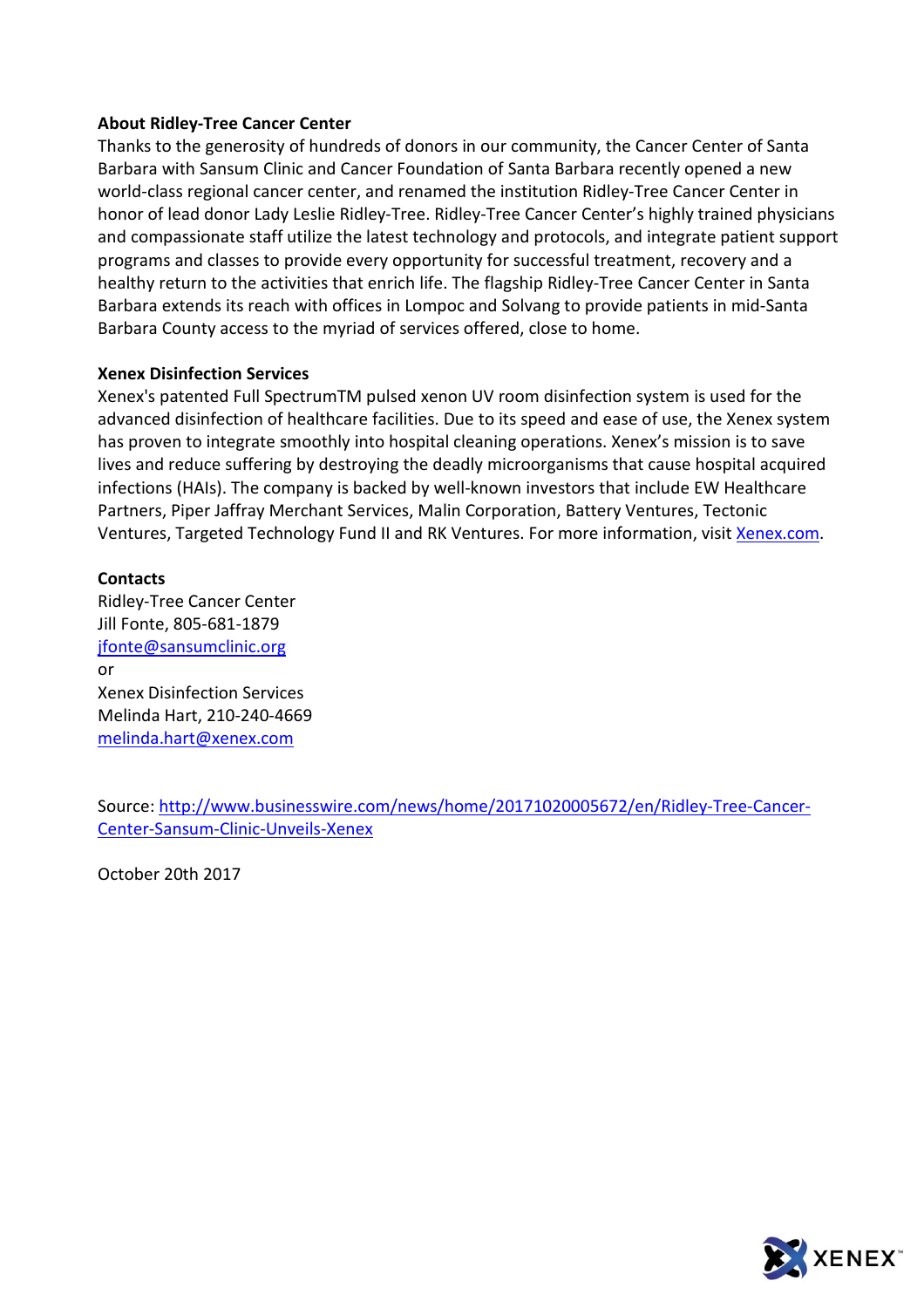**About Ridley-Tree Cancer Center**

Thanks to the generosity of hundreds of donors in our community, the Cancer Center of Santa Barbara with Sansum Clinic and Cancer Foundation of Santa Barbara recently opened a new world-class regional cancer center, and renamed the institution Ridley-Tree Cancer Center in honor of lead donor Lady Leslie Ridley-Tree. Ridley-Tree Cancer Center's highly trained physicians and compassionate staff utilize the latest technology and protocols, and integrate patient support programs and classes to provide every opportunity for successful treatment, recovery and a healthy return to the activities that enrich life. The flagship Ridley-Tree Cancer Center in Santa Barbara extends its reach with offices in Lompoc and Solvang to provide patients in mid-Santa Barbara County access to the myriad of services offered, close to home.

**Xenex Disinfection Services**

Xenex's patented Full SpectrumTM pulsed xenon UV room disinfection system is used for the advanced disinfection of healthcare facilities. Due to its speed and ease of use, the Xenex system has proven to integrate smoothly into hospital cleaning operations. Xenex's mission is to save lives and reduce suffering by destroying the deadly microorganisms that cause hospital acquired infections (HAIs). The company is backed by well-known investors that include EW Healthcare Partners, Piper Jaffray Merchant Services, Malin Corporation, Battery Ventures, Tectonic Ventures, Targeted Technology Fund II and RK Ventures. For more information, visit Xenex.com.

**Contacts**

Ridley-Tree Cancer Center
Jill Fonte, 805-681-1879
jfonte@sansumclinic.org
or
Xenex Disinfection Services
Melinda Hart, 210-240-4669
melinda.hart@xenex.com

Source: http://www.businesswire.com/news/home/20171020005672/en/Ridley-Tree-Cancer-Center-Sansum-Clinic-Unveils-Xenex

October 20th 2017